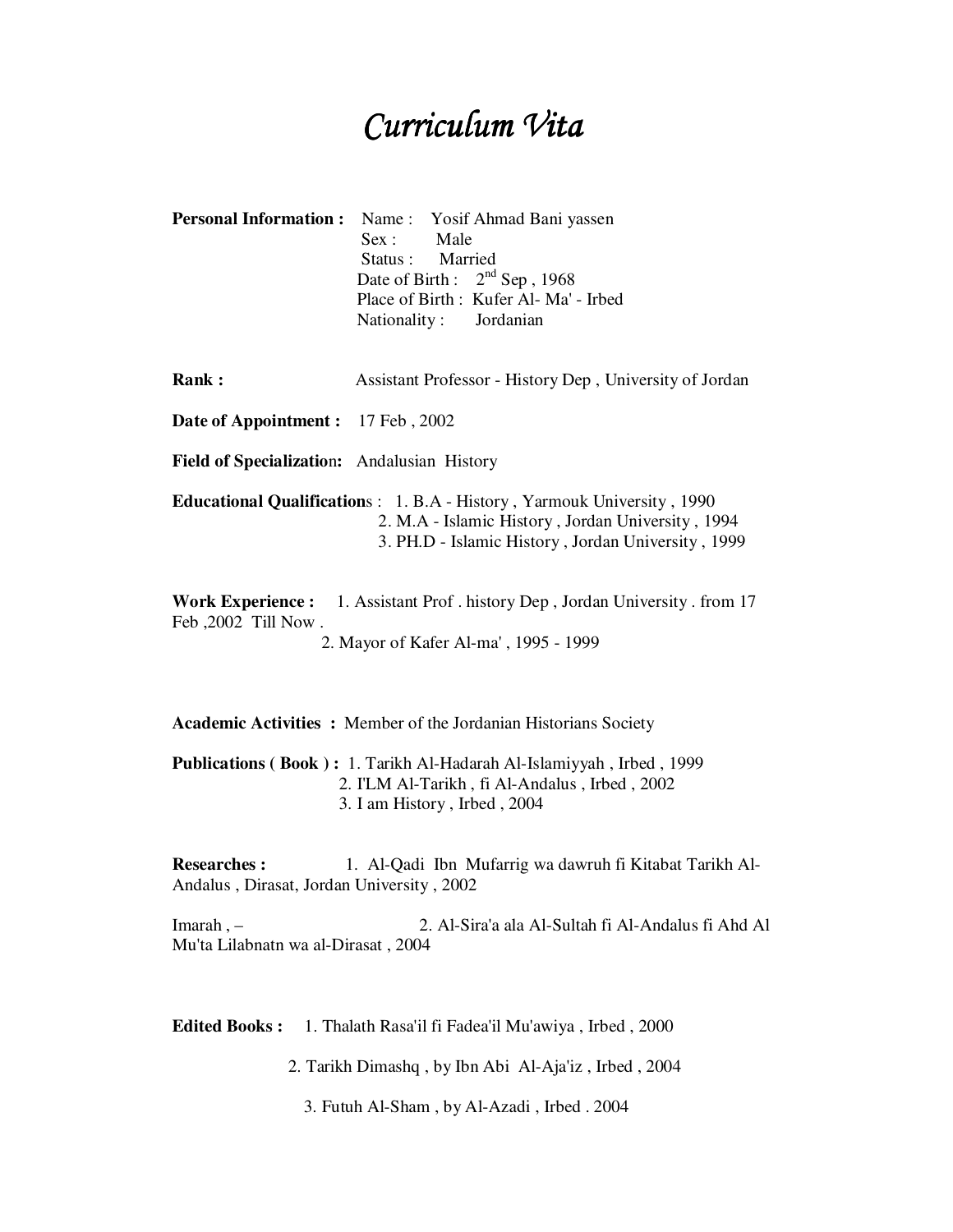# *Curriculum Vita*

**Personal Information :** Name : Yosif Ahmad Bani yassen
Sex : Male
Status : Married
Date of Birth : 2nd Sep , 1968
Place of Birth : Kufer Al- Ma' - Irbed
Nationality : Jordanian

**Rank :** Assistant Professor - History Dep , University of Jordan

**Date of Appointment :** 17 Feb , 2002

**Field of Specialization:** Andalusian History

**Educational Qualifications :**
1. B.A - History , Yarmouk University , 1990
2. M.A - Islamic History , Jordan University , 1994
3. PH.D - Islamic History , Jordan University , 1999

**Work Experience :**
1. Assistant Prof . history Dep , Jordan University . from 17 Feb ,2002 Till Now .
2. Mayor of Kafer Al-ma' , 1995 - 1999

**Academic Activities :** Member of the Jordanian Historians Society

**Publications ( Book ) :**
1. Tarikh Al-Hadarah Al-Islamiyyah , Irbed , 1999
2. I'LM Al-Tarikh , fi Al-Andalus , Irbed , 2002
3. I am History , Irbed , 2004

**Researches :**
1. Al-Qadi Ibn Mufarrig wa dawruh fi Kitabat Tarikh Al-Andalus , Dirasat, Jordan University , 2002

Imarah , – 2. Al-Sira'a ala Al-Sultah fi Al-Andalus fi Ahd Al Mu'ta Lilabnatn wa al-Dirasat , 2004

**Edited Books :**
1. Thalath Rasa'il fi Fadea'il Mu'awiya , Irbed , 2000
2. Tarikh Dimashq , by Ibn Abi Al-Aja'iz , Irbed , 2004
3. Futuh Al-Sham , by Al-Azadi , Irbed . 2004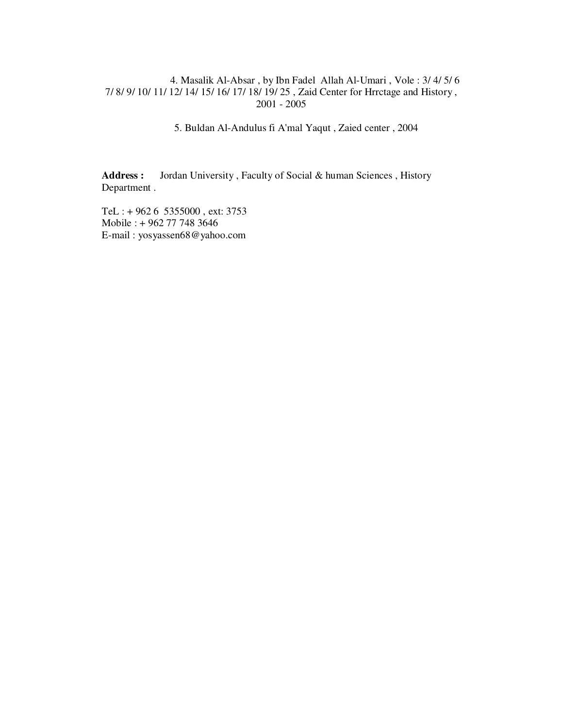4. Masalik Al-Absar , by Ibn Fadel Allah Al-Umari , Vole : 3/ 4/ 5/ 6 7/ 8/ 9/ 10/ 11/ 12/ 14/ 15/ 16/ 17/ 18/ 19/ 25 , Zaid Center for Hrrctage and History , 2001 - 2005

5. Buldan Al-Andulus fi A'mal Yaqut , Zaied center , 2004

**Address :** Jordan University , Faculty of Social & human Sciences , History Department .

TeL : + 962 6 5355000 , ext: 3753
Mobile : + 962 77 748 3646
E-mail : yosyassen68@yahoo.com